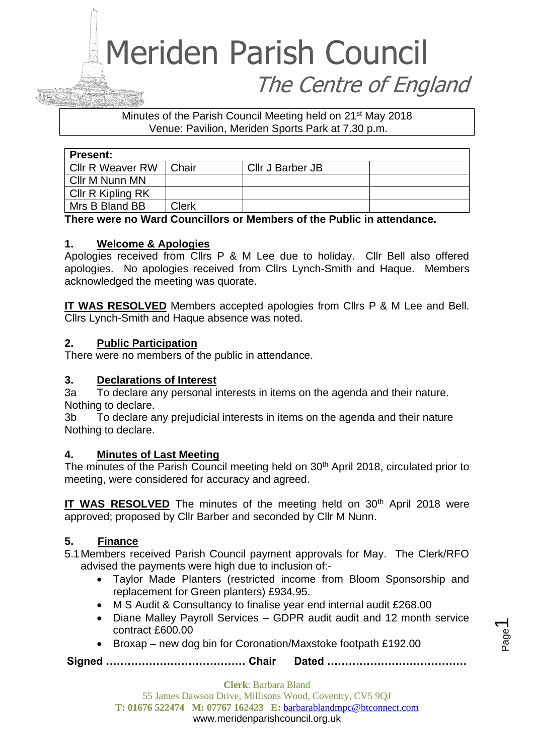# Meriden Parish Council
## The Centre of England

Minutes of the Parish Council Meeting held on 21st May 2018
Venue: Pavilion, Meriden Sports Park at 7.30 p.m.

| **Present:** | | | |
|---|---|---|---|
| Cllr R Weaver RW | Chair | Cllr J Barber JB | |
| Cllr M Nunn MN | | | |
| Cllr R Kipling RK | | | |
| Mrs B Bland BB | Clerk | | |

**There were no Ward Councillors or Members of the Public in attendance.**

### 1. Welcome & Apologies

Apologies received from Cllrs P & M Lee due to holiday. Cllr Bell also offered apologies. No apologies received from Cllrs Lynch-Smith and Haque. Members acknowledged the meeting was quorate.

**IT WAS RESOLVED** Members accepted apologies from Cllrs P & M Lee and Bell. Cllrs Lynch-Smith and Haque absence was noted.

### 2. Public Participation

There were no members of the public in attendance.

### 3. Declarations of Interest

3a To declare any personal interests in items on the agenda and their nature.
Nothing to declare.

3b To declare any prejudicial interests in items on the agenda and their nature
Nothing to declare.

### 4. Minutes of Last Meeting

The minutes of the Parish Council meeting held on 30th April 2018, circulated prior to meeting, were considered for accuracy and agreed.

**IT WAS RESOLVED** The minutes of the meeting held on 30th April 2018 were approved; proposed by Cllr Barber and seconded by Cllr M Nunn.

### 5. Finance

5.1 Members received Parish Council payment approvals for May. The Clerk/RFO advised the payments were high due to inclusion of:-

- Taylor Made Planters (restricted income from Bloom Sponsorship and replacement for Green planters) £934.95.
- M S Audit & Consultancy to finalise year end internal audit £268.00
- Diane Malley Payroll Services – GDPR audit audit and 12 month service contract £600.00
- Broxap – new dog bin for Coronation/Maxstoke footpath £192.00

**Signed ………………………………… Chair Dated …………………………………**

**Clerk**: Barbara Bland
55 James Dawson Drive, Millisons Wood, Coventry, CV5 9QJ
**T: 01676 522474 M: 07767 162423 E:** barbarablandmpc@btconnect.com
www.meridenparishcouncil.org.uk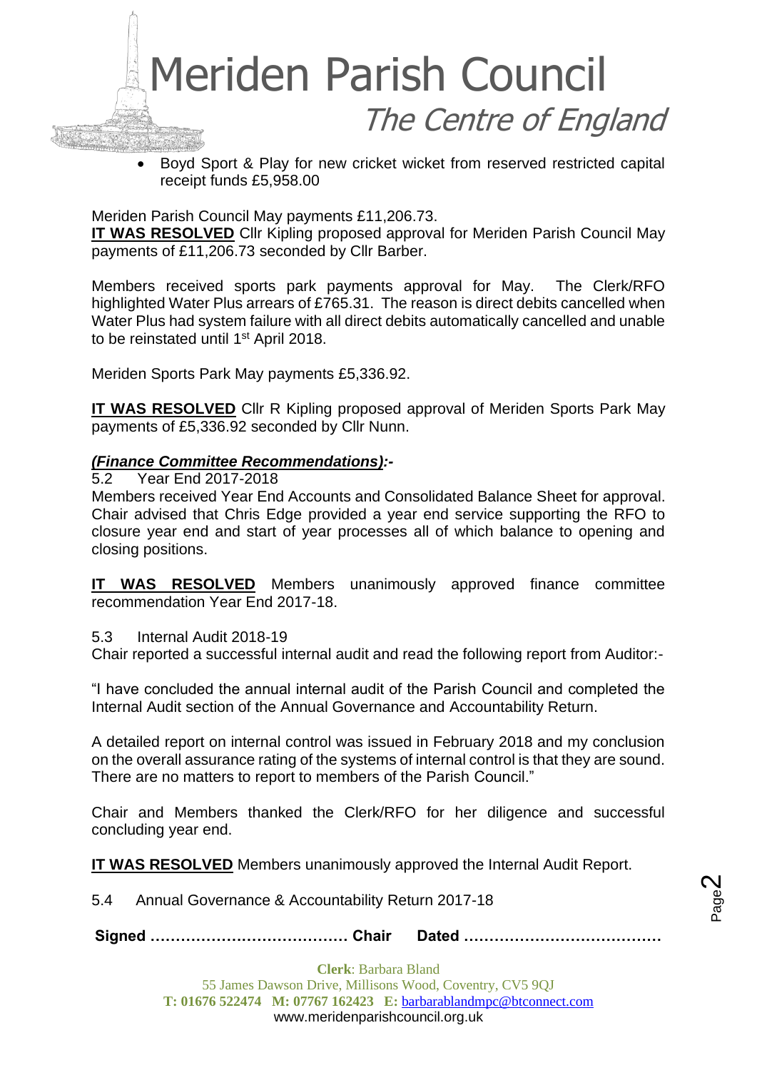- Boyd Sport & Play for new cricket wicket from reserved restricted capital receipt funds £5,958.00

Meriden Parish Council May payments £11,206.73.

**IT WAS RESOLVED** Cllr Kipling proposed approval for Meriden Parish Council May payments of £11,206.73 seconded by Cllr Barber.

Members received sports park payments approval for May. The Clerk/RFO highlighted Water Plus arrears of £765.31. The reason is direct debits cancelled when Water Plus had system failure with all direct debits automatically cancelled and unable to be reinstated until 1st April 2018.

Meriden Sports Park May payments £5,336.92.

**IT WAS RESOLVED** Cllr R Kipling proposed approval of Meriden Sports Park May payments of £5,336.92 seconded by Cllr Nunn.

***(Finance Committee Recommendations):-***

5.2 Year End 2017-2018

Members received Year End Accounts and Consolidated Balance Sheet for approval. Chair advised that Chris Edge provided a year end service supporting the RFO to closure year end and start of year processes all of which balance to opening and closing positions.

**IT WAS RESOLVED** Members unanimously approved finance committee recommendation Year End 2017-18.

5.3 Internal Audit 2018-19

Chair reported a successful internal audit and read the following report from Auditor:-

"I have concluded the annual internal audit of the Parish Council and completed the Internal Audit section of the Annual Governance and Accountability Return.

A detailed report on internal control was issued in February 2018 and my conclusion on the overall assurance rating of the systems of internal control is that they are sound. There are no matters to report to members of the Parish Council."

Chair and Members thanked the Clerk/RFO for her diligence and successful concluding year end.

**IT WAS RESOLVED** Members unanimously approved the Internal Audit Report.

5.4 Annual Governance & Accountability Return 2017-18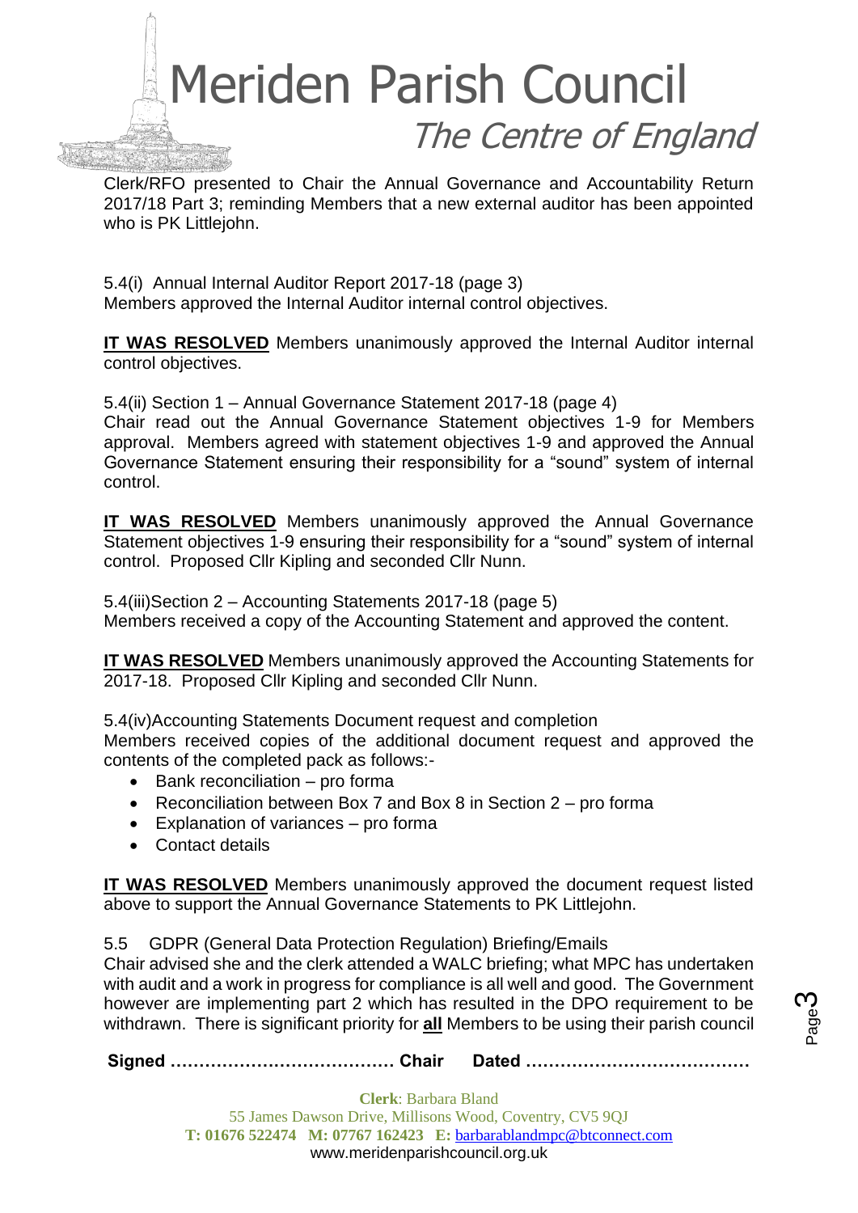Clerk/RFO presented to Chair the Annual Governance and Accountability Return 2017/18 Part 3; reminding Members that a new external auditor has been appointed who is PK Littlejohn.

5.4(i) Annual Internal Auditor Report 2017-18 (page 3)
Members approved the Internal Auditor internal control objectives.

**IT WAS RESOLVED** Members unanimously approved the Internal Auditor internal control objectives.

5.4(ii) Section 1 – Annual Governance Statement 2017-18 (page 4)
Chair read out the Annual Governance Statement objectives 1-9 for Members approval. Members agreed with statement objectives 1-9 and approved the Annual Governance Statement ensuring their responsibility for a "sound" system of internal control.

**IT WAS RESOLVED** Members unanimously approved the Annual Governance Statement objectives 1-9 ensuring their responsibility for a "sound" system of internal control. Proposed Cllr Kipling and seconded Cllr Nunn.

5.4(iii)Section 2 – Accounting Statements 2017-18 (page 5)
Members received a copy of the Accounting Statement and approved the content.

**IT WAS RESOLVED** Members unanimously approved the Accounting Statements for 2017-18. Proposed Cllr Kipling and seconded Cllr Nunn.

5.4(iv)Accounting Statements Document request and completion
Members received copies of the additional document request and approved the contents of the completed pack as follows:-

- Bank reconciliation – pro forma
- Reconciliation between Box 7 and Box 8 in Section 2 – pro forma
- Explanation of variances – pro forma
- Contact details

**IT WAS RESOLVED** Members unanimously approved the document request listed above to support the Annual Governance Statements to PK Littlejohn.

5.5 GDPR (General Data Protection Regulation) Briefing/Emails
Chair advised she and the clerk attended a WALC briefing; what MPC has undertaken with audit and a work in progress for compliance is all well and good. The Government however are implementing part 2 which has resulted in the DPO requirement to be withdrawn. There is significant priority for **all** Members to be using their parish council

**Signed ………………………………… Chair Dated …………………………………**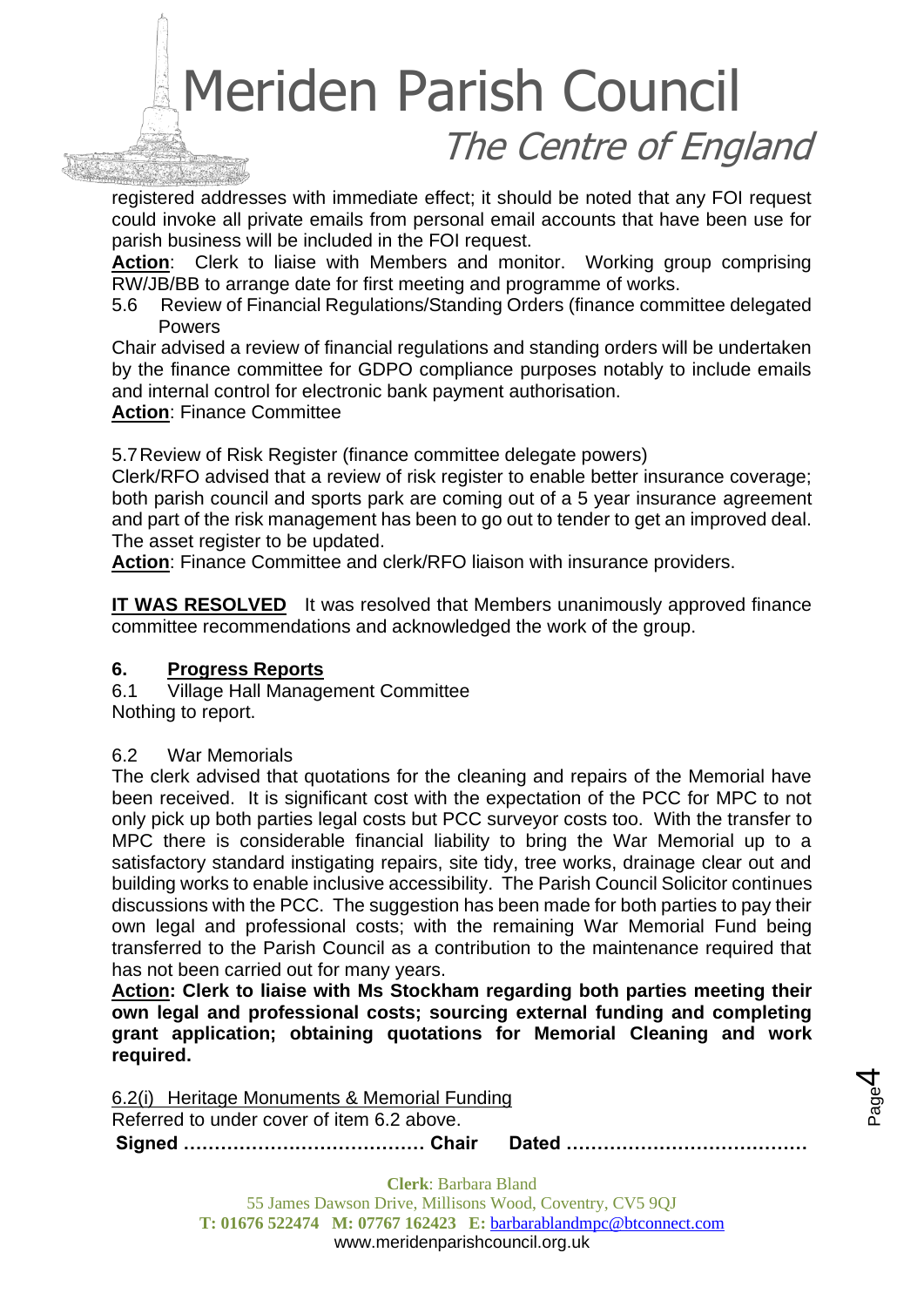registered addresses with immediate effect; it should be noted that any FOI request could invoke all private emails from personal email accounts that have been use for parish business will be included in the FOI request.

**Action**: Clerk to liaise with Members and monitor. Working group comprising RW/JB/BB to arrange date for first meeting and programme of works.

5.6 Review of Financial Regulations/Standing Orders (finance committee delegated Powers

Chair advised a review of financial regulations and standing orders will be undertaken by the finance committee for GDPO compliance purposes notably to include emails and internal control for electronic bank payment authorisation.

**Action**: Finance Committee

5.7 Review of Risk Register (finance committee delegate powers)

Clerk/RFO advised that a review of risk register to enable better insurance coverage; both parish council and sports park are coming out of a 5 year insurance agreement and part of the risk management has been to go out to tender to get an improved deal. The asset register to be updated.

**Action**: Finance Committee and clerk/RFO liaison with insurance providers.

**IT WAS RESOLVED** It was resolved that Members unanimously approved finance committee recommendations and acknowledged the work of the group.

## 6. Progress Reports

6.1 Village Hall Management Committee

Nothing to report.

6.2 War Memorials

The clerk advised that quotations for the cleaning and repairs of the Memorial have been received. It is significant cost with the expectation of the PCC for MPC to not only pick up both parties legal costs but PCC surveyor costs too. With the transfer to MPC there is considerable financial liability to bring the War Memorial up to a satisfactory standard instigating repairs, site tidy, tree works, drainage clear out and building works to enable inclusive accessibility. The Parish Council Solicitor continues discussions with the PCC. The suggestion has been made for both parties to pay their own legal and professional costs; with the remaining War Memorial Fund being transferred to the Parish Council as a contribution to the maintenance required that has not been carried out for many years.

**Action: Clerk to liaise with Ms Stockham regarding both parties meeting their own legal and professional costs; sourcing external funding and completing grant application; obtaining quotations for Memorial Cleaning and work required.**

6.2(i) Heritage Monuments & Memorial Funding

Referred to under cover of item 6.2 above.

**Signed ………………………………… Chair Dated …………………………………**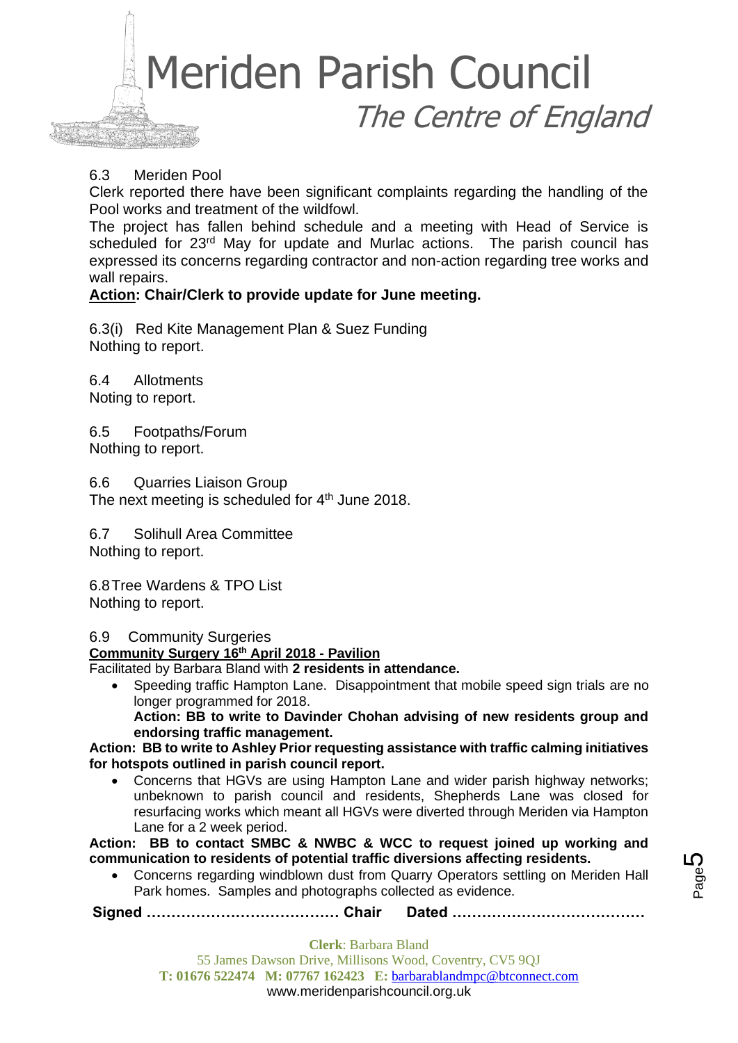6.3 Meriden Pool

Clerk reported there have been significant complaints regarding the handling of the Pool works and treatment of the wildfowl.

The project has fallen behind schedule and a meeting with Head of Service is scheduled for 23rd May for update and Murlac actions. The parish council has expressed its concerns regarding contractor and non-action regarding tree works and wall repairs.

**Action: Chair/Clerk to provide update for June meeting.**

6.3(i) Red Kite Management Plan & Suez Funding

Nothing to report.

6.4 Allotments

Noting to report.

6.5 Footpaths/Forum

Nothing to report.

6.6 Quarries Liaison Group

The next meeting is scheduled for 4th June 2018.

6.7 Solihull Area Committee

Nothing to report.

6.8 Tree Wardens & TPO List

Nothing to report.

6.9 Community Surgeries

**Community Surgery 16th April 2018 - Pavilion**

Facilitated by Barbara Bland with **2 residents in attendance.**

- Speeding traffic Hampton Lane. Disappointment that mobile speed sign trials are no longer programmed for 2018.
  **Action: BB to write to Davinder Chohan advising of new residents group and endorsing traffic management.**

**Action: BB to write to Ashley Prior requesting assistance with traffic calming initiatives for hotspots outlined in parish council report.**

- Concerns that HGVs are using Hampton Lane and wider parish highway networks; unbeknown to parish council and residents, Shepherds Lane was closed for resurfacing works which meant all HGVs were diverted through Meriden via Hampton Lane for a 2 week period.

**Action: BB to contact SMBC & NWBC & WCC to request joined up working and communication to residents of potential traffic diversions affecting residents.**

- Concerns regarding windblown dust from Quarry Operators settling on Meriden Hall Park homes. Samples and photographs collected as evidence.

**Signed ………………………………… Chair Dated …………………………………**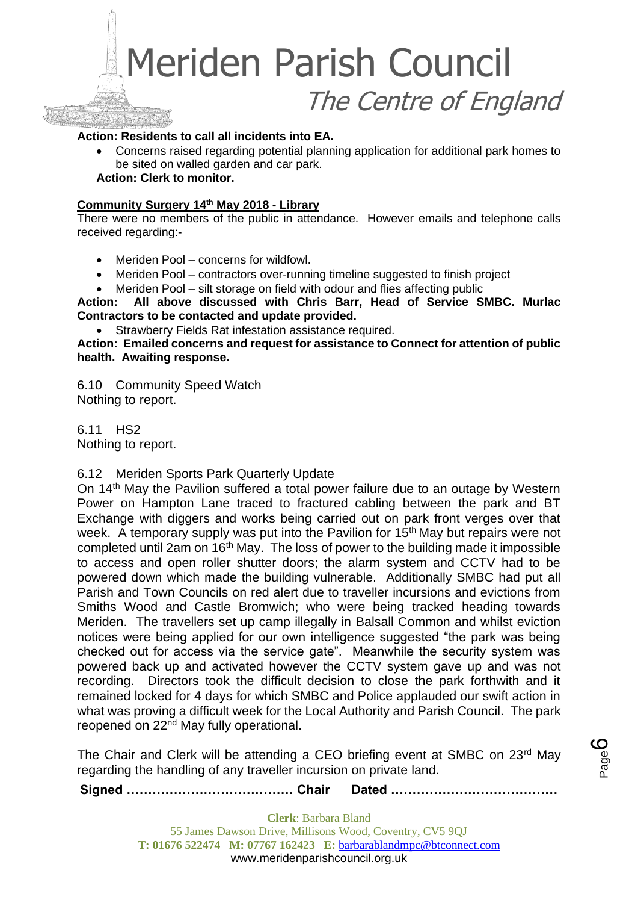**Action: Residents to call all incidents into EA.**

- Concerns raised regarding potential planning application for additional park homes to be sited on walled garden and car park.

**Action: Clerk to monitor.**

**Community Surgery 14th May 2018 - Library**

There were no members of the public in attendance. However emails and telephone calls received regarding:-

- Meriden Pool – concerns for wildfowl.
- Meriden Pool – contractors over-running timeline suggested to finish project
- Meriden Pool – silt storage on field with odour and flies affecting public

**Action: All above discussed with Chris Barr, Head of Service SMBC. Murlac Contractors to be contacted and update provided.**

- Strawberry Fields Rat infestation assistance required.

**Action: Emailed concerns and request for assistance to Connect for attention of public health. Awaiting response.**

6.10 Community Speed Watch

Nothing to report.

6.11 HS2

Nothing to report.

6.12 Meriden Sports Park Quarterly Update

On 14th May the Pavilion suffered a total power failure due to an outage by Western Power on Hampton Lane traced to fractured cabling between the park and BT Exchange with diggers and works being carried out on park front verges over that week. A temporary supply was put into the Pavilion for 15th May but repairs were not completed until 2am on 16th May. The loss of power to the building made it impossible to access and open roller shutter doors; the alarm system and CCTV had to be powered down which made the building vulnerable. Additionally SMBC had put all Parish and Town Councils on red alert due to traveller incursions and evictions from Smiths Wood and Castle Bromwich; who were being tracked heading towards Meriden. The travellers set up camp illegally in Balsall Common and whilst eviction notices were being applied for our own intelligence suggested "the park was being checked out for access via the service gate". Meanwhile the security system was powered back up and activated however the CCTV system gave up and was not recording. Directors took the difficult decision to close the park forthwith and it remained locked for 4 days for which SMBC and Police applauded our swift action in what was proving a difficult week for the Local Authority and Parish Council. The park reopened on 22nd May fully operational.

The Chair and Clerk will be attending a CEO briefing event at SMBC on 23rd May regarding the handling of any traveller incursion on private land.

**Signed ………………………………… Chair Dated …………………………………**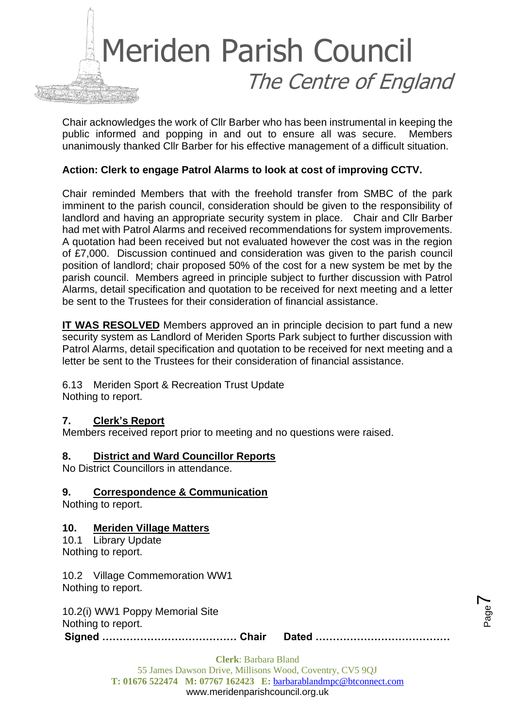Chair acknowledges the work of Cllr Barber who has been instrumental in keeping the public informed and popping in and out to ensure all was secure. Members unanimously thanked Cllr Barber for his effective management of a difficult situation.

**Action: Clerk to engage Patrol Alarms to look at cost of improving CCTV.**

Chair reminded Members that with the freehold transfer from SMBC of the park imminent to the parish council, consideration should be given to the responsibility of landlord and having an appropriate security system in place. Chair and Cllr Barber had met with Patrol Alarms and received recommendations for system improvements. A quotation had been received but not evaluated however the cost was in the region of £7,000. Discussion continued and consideration was given to the parish council position of landlord; chair proposed 50% of the cost for a new system be met by the parish council. Members agreed in principle subject to further discussion with Patrol Alarms, detail specification and quotation to be received for next meeting and a letter be sent to the Trustees for their consideration of financial assistance.

**IT WAS RESOLVED** Members approved an in principle decision to part fund a new security system as Landlord of Meriden Sports Park subject to further discussion with Patrol Alarms, detail specification and quotation to be received for next meeting and a letter be sent to the Trustees for their consideration of financial assistance.

6.13 Meriden Sport & Recreation Trust Update
Nothing to report.

## 7. Clerk's Report

Members received report prior to meeting and no questions were raised.

## 8. District and Ward Councillor Reports

No District Councillors in attendance.

## 9. Correspondence & Communication

Nothing to report.

## 10. Meriden Village Matters

10.1 Library Update
Nothing to report.

10.2 Village Commemoration WW1
Nothing to report.

10.2(i) WW1 Poppy Memorial Site
Nothing to report.

**Signed ………………………………… Chair Dated …………………………………**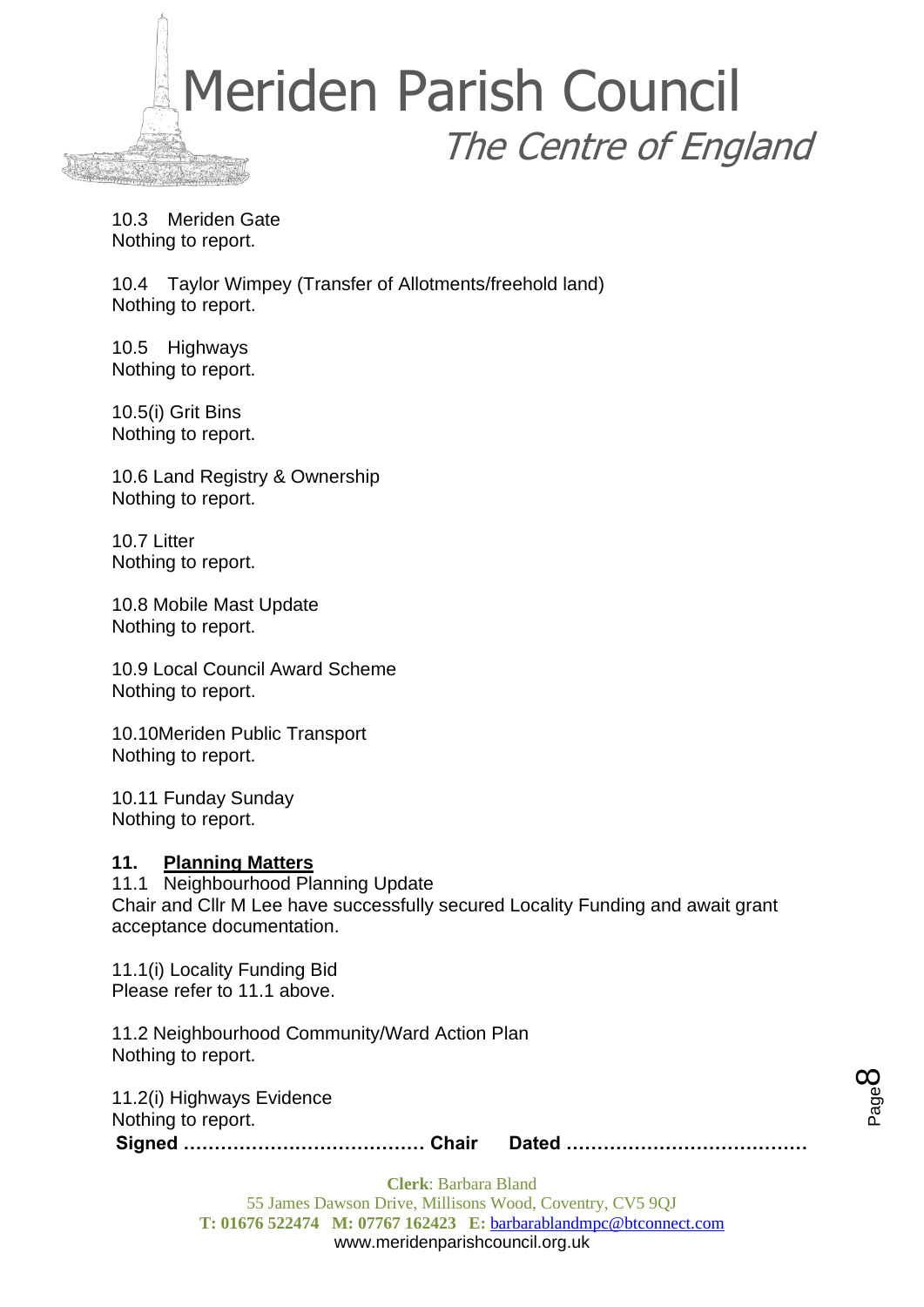10.3 Meriden Gate
Nothing to report.

10.4 Taylor Wimpey (Transfer of Allotments/freehold land)
Nothing to report.

10.5 Highways
Nothing to report.

10.5(i) Grit Bins
Nothing to report.

10.6 Land Registry & Ownership
Nothing to report.

10.7 Litter
Nothing to report.

10.8 Mobile Mast Update
Nothing to report.

10.9 Local Council Award Scheme
Nothing to report.

10.10Meriden Public Transport
Nothing to report.

10.11 Funday Sunday
Nothing to report.

## 11. Planning Matters

11.1 Neighbourhood Planning Update
Chair and Cllr M Lee have successfully secured Locality Funding and await grant acceptance documentation.

11.1(i) Locality Funding Bid
Please refer to 11.1 above.

11.2 Neighbourhood Community/Ward Action Plan
Nothing to report.

11.2(i) Highways Evidence
Nothing to report.

**Signed ………………………………… Chair Dated …………………………………**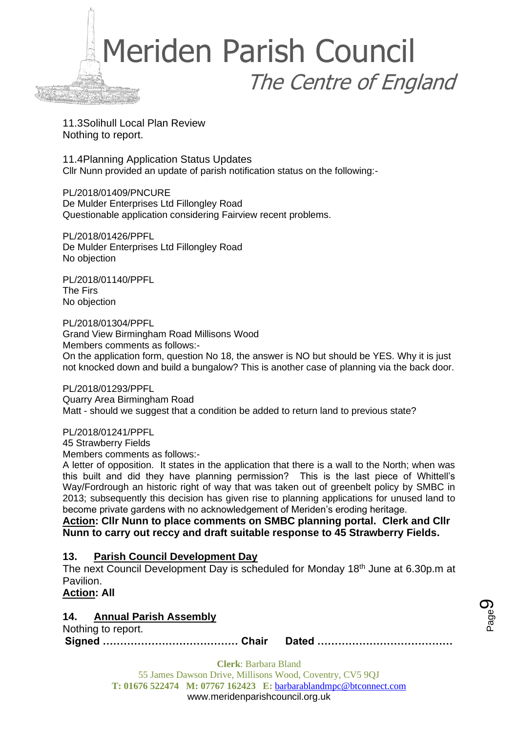11.3Solihull Local Plan Review
Nothing to report.

11.4Planning Application Status Updates
Cllr Nunn provided an update of parish notification status on the following:-

PL/2018/01409/PNCURE
De Mulder Enterprises Ltd Fillongley Road
Questionable application considering Fairview recent problems.

PL/2018/01426/PPFL
De Mulder Enterprises Ltd Fillongley Road
No objection

PL/2018/01140/PPFL
The Firs
No objection

PL/2018/01304/PPFL
Grand View Birmingham Road Millisons Wood
Members comments as follows:-
On the application form, question No 18, the answer is NO but should be YES. Why it is just not knocked down and build a bungalow? This is another case of planning via the back door.

PL/2018/01293/PPFL
Quarry Area Birmingham Road
Matt - should we suggest that a condition be added to return land to previous state?

PL/2018/01241/PPFL
45 Strawberry Fields
Members comments as follows:-
A letter of opposition. It states in the application that there is a wall to the North; when was this built and did they have planning permission? This is the last piece of Whittell's Way/Fordrough an historic right of way that was taken out of greenbelt policy by SMBC in 2013; subsequently this decision has given rise to planning applications for unused land to become private gardens with no acknowledgement of Meriden's eroding heritage.

**Action: Cllr Nunn to place comments on SMBC planning portal. Clerk and Cllr Nunn to carry out reccy and draft suitable response to 45 Strawberry Fields.**

## 13. Parish Council Development Day

The next Council Development Day is scheduled for Monday 18th June at 6.30p.m at Pavilion.

**Action: All**

## 14. Annual Parish Assembly

Nothing to report.

**Signed ………………………………… Chair Dated …………………………………**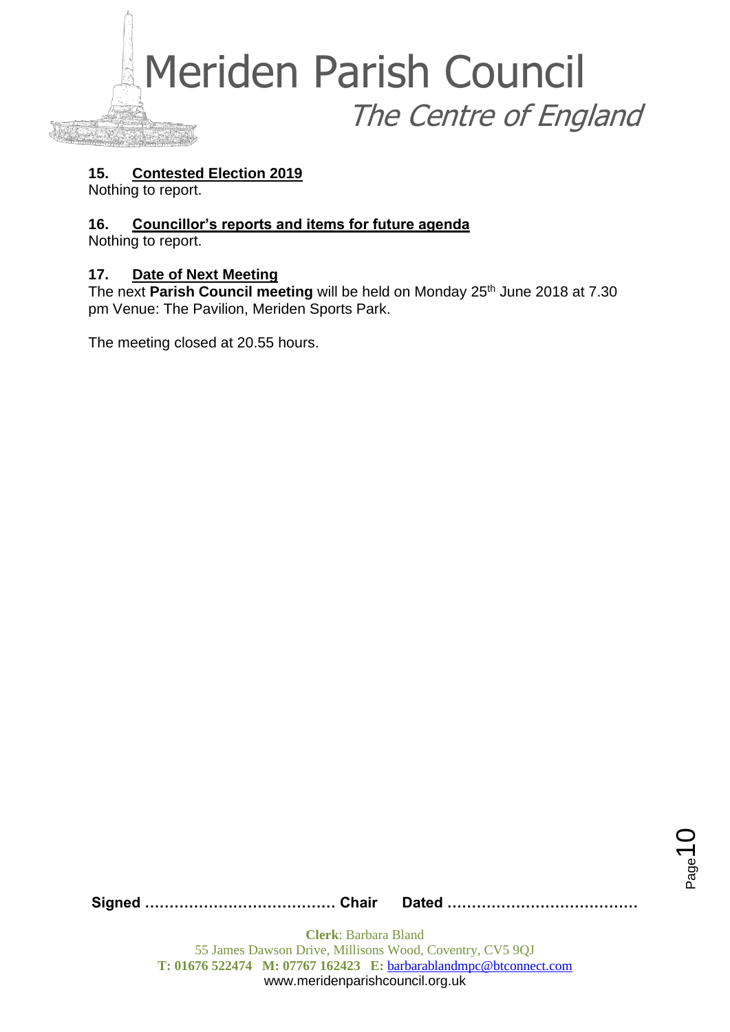### 15. Contested Election 2019

Nothing to report.

### 16. Councillor's reports and items for future agenda

Nothing to report.

### 17. Date of Next Meeting

The next **Parish Council meeting** will be held on Monday 25th June 2018 at 7.30 pm Venue: The Pavilion, Meriden Sports Park.

The meeting closed at 20.55 hours.

**Signed ………………………………… Chair Dated …………………………………**